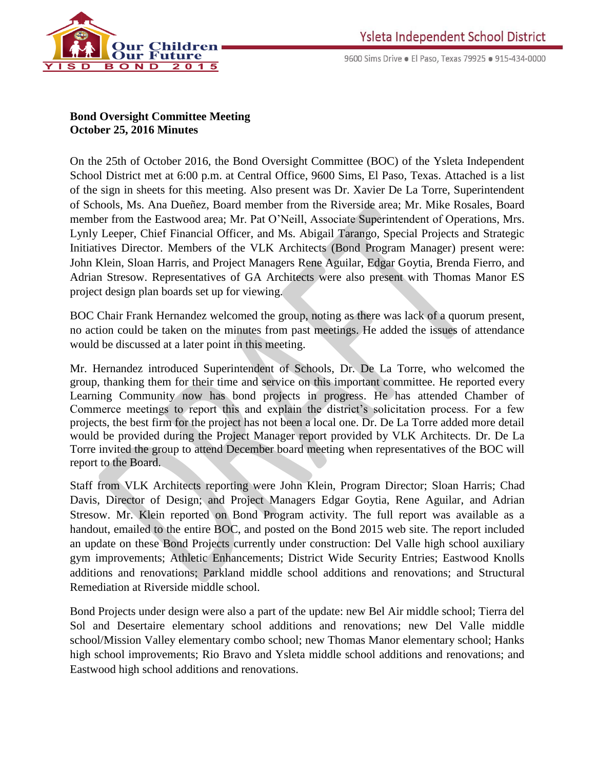**Bond Oversight Committee Meeting**
**October 25, 2016 Minutes**

On the 25th of October 2016, the Bond Oversight Committee (BOC) of the Ysleta Independent School District met at 6:00 p.m. at Central Office, 9600 Sims, El Paso, Texas. Attached is a list of the sign in sheets for this meeting. Also present was Dr. Xavier De La Torre, Superintendent of Schools, Ms. Ana Dueñez, Board member from the Riverside area; Mr. Mike Rosales, Board member from the Eastwood area; Mr. Pat O'Neill, Associate Superintendent of Operations, Mrs. Lynly Leeper, Chief Financial Officer, and Ms. Abigail Tarango, Special Projects and Strategic Initiatives Director. Members of the VLK Architects (Bond Program Manager) present were: John Klein, Sloan Harris, and Project Managers Rene Aguilar, Edgar Goytia, Brenda Fierro, and Adrian Stresow. Representatives of GA Architects were also present with Thomas Manor ES project design plan boards set up for viewing.

BOC Chair Frank Hernandez welcomed the group, noting as there was lack of a quorum present, no action could be taken on the minutes from past meetings. He added the issues of attendance would be discussed at a later point in this meeting.

Mr. Hernandez introduced Superintendent of Schools, Dr. De La Torre, who welcomed the group, thanking them for their time and service on this important committee. He reported every Learning Community now has bond projects in progress. He has attended Chamber of Commerce meetings to report this and explain the district's solicitation process. For a few projects, the best firm for the project has not been a local one. Dr. De La Torre added more detail would be provided during the Project Manager report provided by VLK Architects. Dr. De La Torre invited the group to attend December board meeting when representatives of the BOC will report to the Board.

Staff from VLK Architects reporting were John Klein, Program Director; Sloan Harris; Chad Davis, Director of Design; and Project Managers Edgar Goytia, Rene Aguilar, and Adrian Stresow. Mr. Klein reported on Bond Program activity. The full report was available as a handout, emailed to the entire BOC, and posted on the Bond 2015 web site. The report included an update on these Bond Projects currently under construction: Del Valle high school auxiliary gym improvements; Athletic Enhancements; District Wide Security Entries; Eastwood Knolls additions and renovations; Parkland middle school additions and renovations; and Structural Remediation at Riverside middle school.

Bond Projects under design were also a part of the update: new Bel Air middle school; Tierra del Sol and Desertaire elementary school additions and renovations; new Del Valle middle school/Mission Valley elementary combo school; new Thomas Manor elementary school; Hanks high school improvements; Rio Bravo and Ysleta middle school additions and renovations; and Eastwood high school additions and renovations.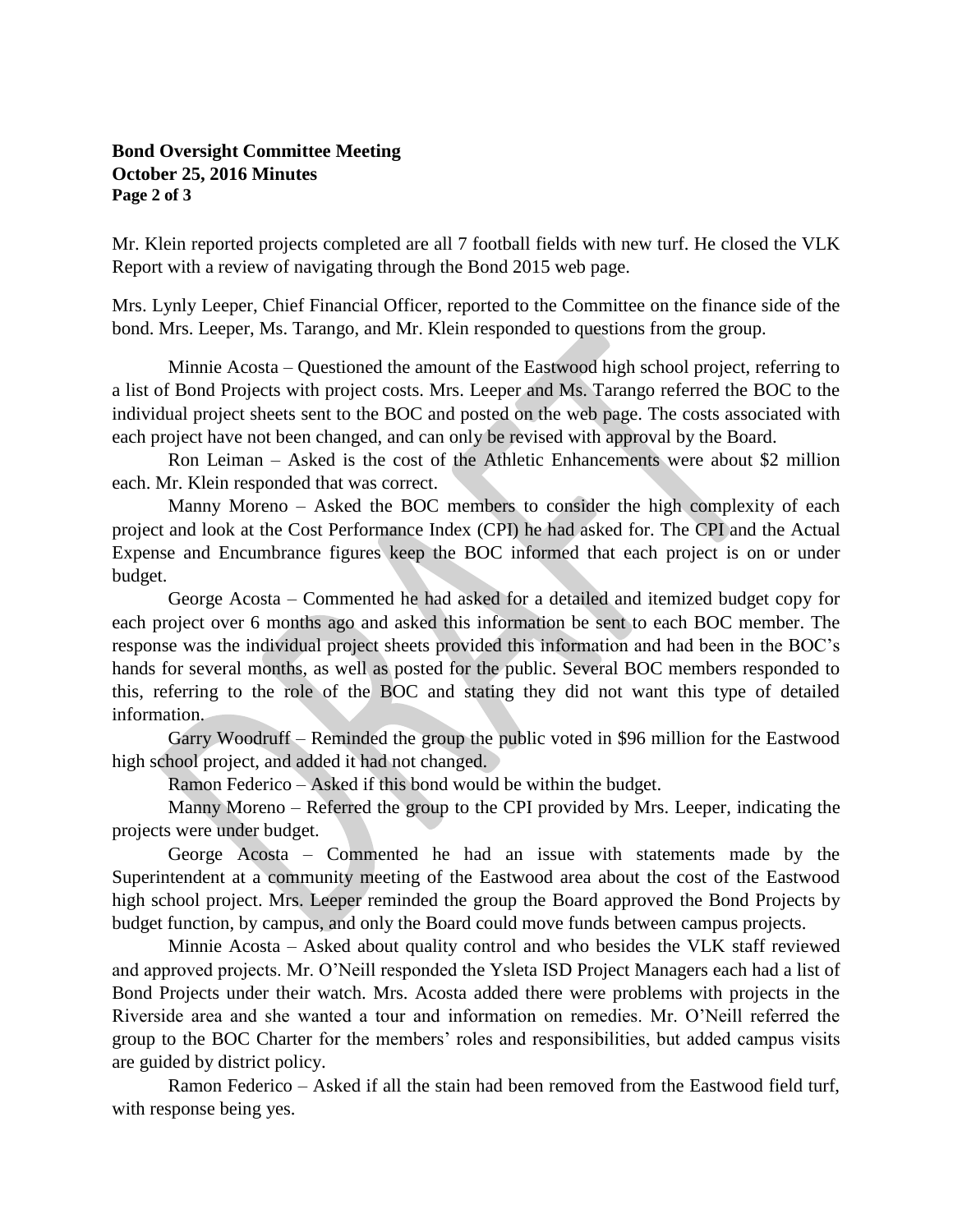**Bond Oversight Committee Meeting**
**October 25, 2016 Minutes**

Mr. Klein reported projects completed are all 7 football fields with new turf. He closed the VLK Report with a review of navigating through the Bond 2015 web page.

Mrs. Lynly Leeper, Chief Financial Officer, reported to the Committee on the finance side of the bond. Mrs. Leeper, Ms. Tarango, and Mr. Klein responded to questions from the group.

Minnie Acosta – Questioned the amount of the Eastwood high school project, referring to a list of Bond Projects with project costs. Mrs. Leeper and Ms. Tarango referred the BOC to the individual project sheets sent to the BOC and posted on the web page. The costs associated with each project have not been changed, and can only be revised with approval by the Board.

Ron Leiman – Asked is the cost of the Athletic Enhancements were about $2 million each. Mr. Klein responded that was correct.

Manny Moreno – Asked the BOC members to consider the high complexity of each project and look at the Cost Performance Index (CPI) he had asked for. The CPI and the Actual Expense and Encumbrance figures keep the BOC informed that each project is on or under budget.

George Acosta – Commented he had asked for a detailed and itemized budget copy for each project over 6 months ago and asked this information be sent to each BOC member. The response was the individual project sheets provided this information and had been in the BOC's hands for several months, as well as posted for the public. Several BOC members responded to this, referring to the role of the BOC and stating they did not want this type of detailed information.

Garry Woodruff – Reminded the group the public voted in $96 million for the Eastwood high school project, and added it had not changed.

Ramon Federico – Asked if this bond would be within the budget.

Manny Moreno – Referred the group to the CPI provided by Mrs. Leeper, indicating the projects were under budget.

George Acosta – Commented he had an issue with statements made by the Superintendent at a community meeting of the Eastwood area about the cost of the Eastwood high school project. Mrs. Leeper reminded the group the Board approved the Bond Projects by budget function, by campus, and only the Board could move funds between campus projects.

Minnie Acosta – Asked about quality control and who besides the VLK staff reviewed and approved projects. Mr. O'Neill responded the Ysleta ISD Project Managers each had a list of Bond Projects under their watch. Mrs. Acosta added there were problems with projects in the Riverside area and she wanted a tour and information on remedies. Mr. O'Neill referred the group to the BOC Charter for the members' roles and responsibilities, but added campus visits are guided by district policy.

Ramon Federico – Asked if all the stain had been removed from the Eastwood field turf, with response being yes.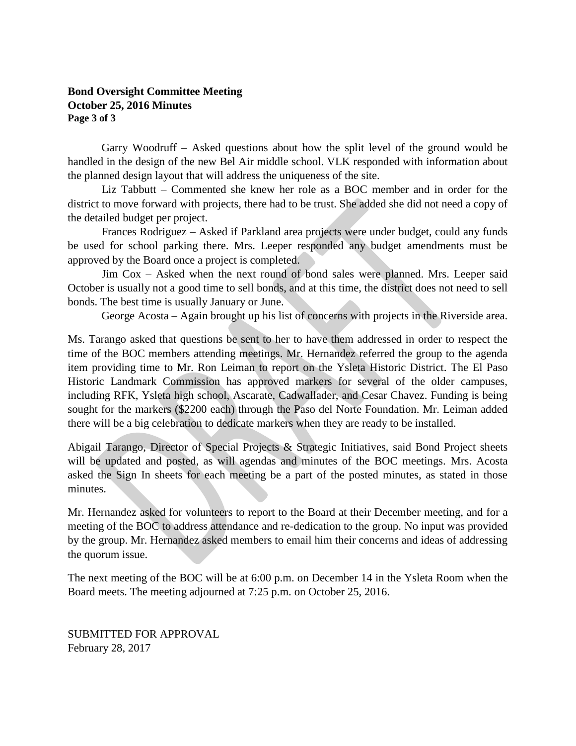**Bond Oversight Committee Meeting**
**October 25, 2016 Minutes**

Garry Woodruff – Asked questions about how the split level of the ground would be handled in the design of the new Bel Air middle school. VLK responded with information about the planned design layout that will address the uniqueness of the site.

Liz Tabbutt – Commented she knew her role as a BOC member and in order for the district to move forward with projects, there had to be trust. She added she did not need a copy of the detailed budget per project.

Frances Rodriguez – Asked if Parkland area projects were under budget, could any funds be used for school parking there. Mrs. Leeper responded any budget amendments must be approved by the Board once a project is completed.

Jim Cox – Asked when the next round of bond sales were planned. Mrs. Leeper said October is usually not a good time to sell bonds, and at this time, the district does not need to sell bonds. The best time is usually January or June.

George Acosta – Again brought up his list of concerns with projects in the Riverside area.

Ms. Tarango asked that questions be sent to her to have them addressed in order to respect the time of the BOC members attending meetings. Mr. Hernandez referred the group to the agenda item providing time to Mr. Ron Leiman to report on the Ysleta Historic District. The El Paso Historic Landmark Commission has approved markers for several of the older campuses, including RFK, Ysleta high school, Ascarate, Cadwallader, and Cesar Chavez. Funding is being sought for the markers ($2200 each) through the Paso del Norte Foundation. Mr. Leiman added there will be a big celebration to dedicate markers when they are ready to be installed.

Abigail Tarango, Director of Special Projects & Strategic Initiatives, said Bond Project sheets will be updated and posted, as will agendas and minutes of the BOC meetings. Mrs. Acosta asked the Sign In sheets for each meeting be a part of the posted minutes, as stated in those minutes.

Mr. Hernandez asked for volunteers to report to the Board at their December meeting, and for a meeting of the BOC to address attendance and re-dedication to the group. No input was provided by the group. Mr. Hernandez asked members to email him their concerns and ideas of addressing the quorum issue.

The next meeting of the BOC will be at 6:00 p.m. on December 14 in the Ysleta Room when the Board meets. The meeting adjourned at 7:25 p.m. on October 25, 2016.

SUBMITTED FOR APPROVAL
February 28, 2017